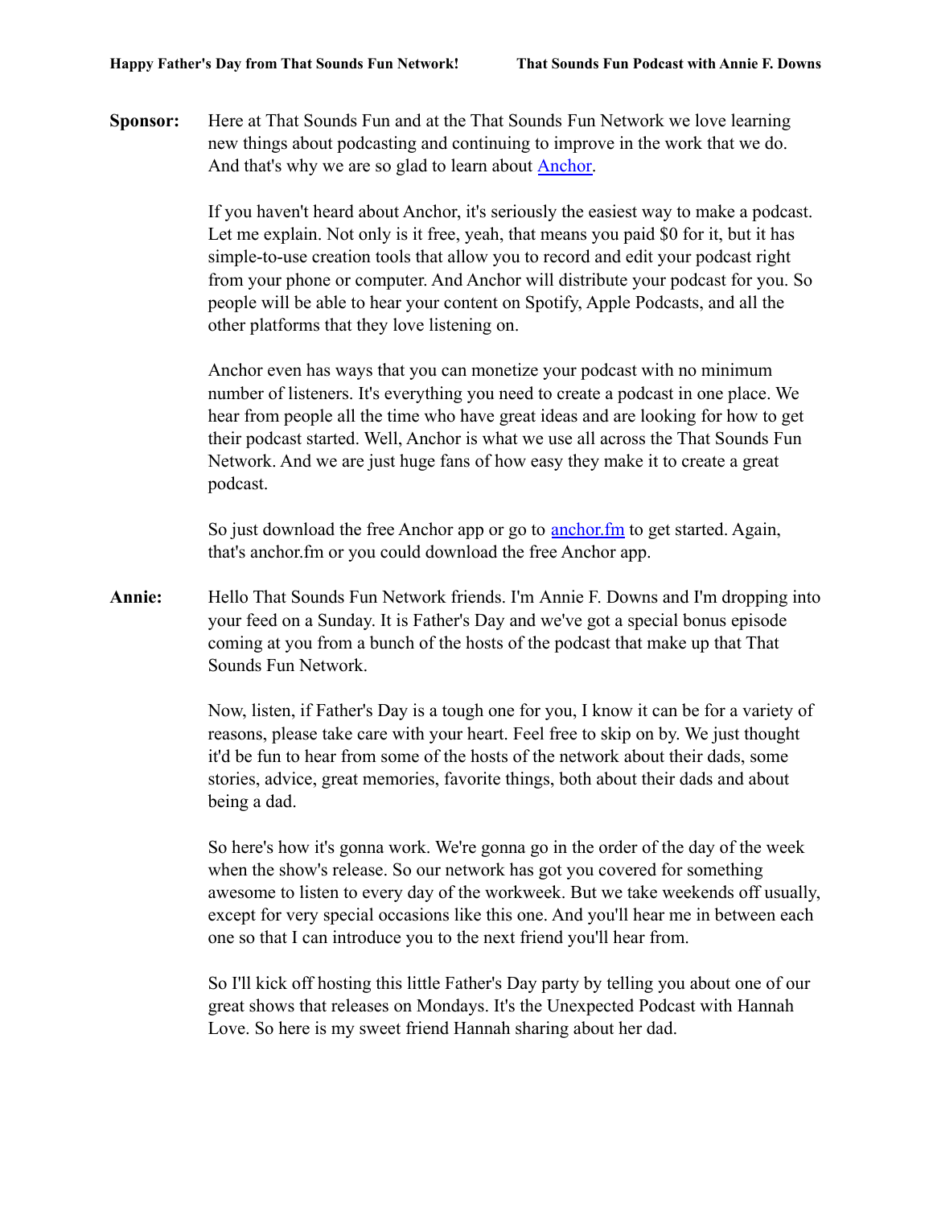**Sponsor:** Here at That Sounds Fun and at the That Sounds Fun Network we love learning new things about podcasting and continuing to improve in the work that we do. And that's why we are so glad to learn about [Anchor](https://anchor.fm).

If you haven't heard about Anchor, it's seriously the easiest way to make a podcast. Let me explain. Not only is it free, yeah, that means you paid $0 for it, but it has simple-to-use creation tools that allow you to record and edit your podcast right from your phone or computer. And Anchor will distribute your podcast for you. So people will be able to hear your content on Spotify, Apple Podcasts, and all the other platforms that they love listening on.

Anchor even has ways that you can monetize your podcast with no minimum number of listeners. It's everything you need to create a podcast in one place. We hear from people all the time who have great ideas and are looking for how to get their podcast started. Well, Anchor is what we use all across the That Sounds Fun Network. And we are just huge fans of how easy they make it to create a great podcast.

So just download the free Anchor app or go to [anchor.fm](https://anchor.fm) to get started. Again, that's anchor.fm or you could download the free Anchor app.

**Annie:** Hello That Sounds Fun Network friends. I'm Annie F. Downs and I'm dropping into your feed on a Sunday. It is Father's Day and we've got a special bonus episode coming at you from a bunch of the hosts of the podcast that make up that That Sounds Fun Network.

Now, listen, if Father's Day is a tough one for you, I know it can be for a variety of reasons, please take care with your heart. Feel free to skip on by. We just thought it'd be fun to hear from some of the hosts of the network about their dads, some stories, advice, great memories, favorite things, both about their dads and about being a dad.

So here's how it's gonna work. We're gonna go in the order of the day of the week when the show's release. So our network has got you covered for something awesome to listen to every day of the workweek. But we take weekends off usually, except for very special occasions like this one. And you'll hear me in between each one so that I can introduce you to the next friend you'll hear from.

So I'll kick off hosting this little Father's Day party by telling you about one of our great shows that releases on Mondays. It's the Unexpected Podcast with Hannah Love. So here is my sweet friend Hannah sharing about her dad.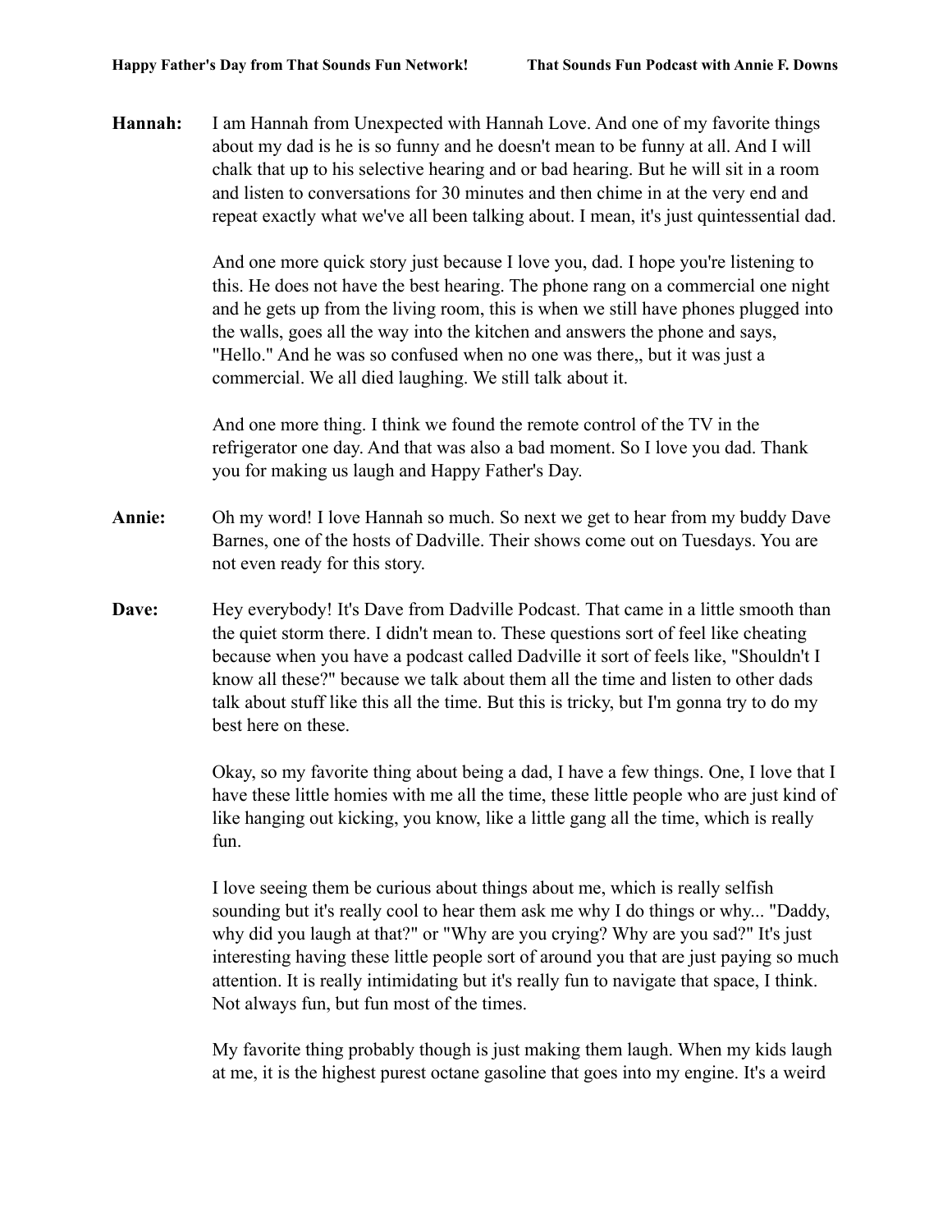**Hannah:** I am Hannah from Unexpected with Hannah Love. And one of my favorite things about my dad is he is so funny and he doesn't mean to be funny at all. And I will chalk that up to his selective hearing and or bad hearing. But he will sit in a room and listen to conversations for 30 minutes and then chime in at the very end and repeat exactly what we've all been talking about. I mean, it's just quintessential dad.

And one more quick story just because I love you, dad. I hope you're listening to this. He does not have the best hearing. The phone rang on a commercial one night and he gets up from the living room, this is when we still have phones plugged into the walls, goes all the way into the kitchen and answers the phone and says, "Hello." And he was so confused when no one was there,, but it was just a commercial. We all died laughing. We still talk about it.

And one more thing. I think we found the remote control of the TV in the refrigerator one day. And that was also a bad moment. So I love you dad. Thank you for making us laugh and Happy Father's Day.

**Annie:** Oh my word! I love Hannah so much. So next we get to hear from my buddy Dave Barnes, one of the hosts of Dadville. Their shows come out on Tuesdays. You are not even ready for this story.

**Dave:** Hey everybody! It's Dave from Dadville Podcast. That came in a little smooth than the quiet storm there. I didn't mean to. These questions sort of feel like cheating because when you have a podcast called Dadville it sort of feels like, "Shouldn't I know all these?" because we talk about them all the time and listen to other dads talk about stuff like this all the time. But this is tricky, but I'm gonna try to do my best here on these.

Okay, so my favorite thing about being a dad, I have a few things. One, I love that I have these little homies with me all the time, these little people who are just kind of like hanging out kicking, you know, like a little gang all the time, which is really fun.

I love seeing them be curious about things about me, which is really selfish sounding but it's really cool to hear them ask me why I do things or why... "Daddy, why did you laugh at that?" or "Why are you crying? Why are you sad?" It's just interesting having these little people sort of around you that are just paying so much attention. It is really intimidating but it's really fun to navigate that space, I think. Not always fun, but fun most of the times.

My favorite thing probably though is just making them laugh. When my kids laugh at me, it is the highest purest octane gasoline that goes into my engine. It's a weird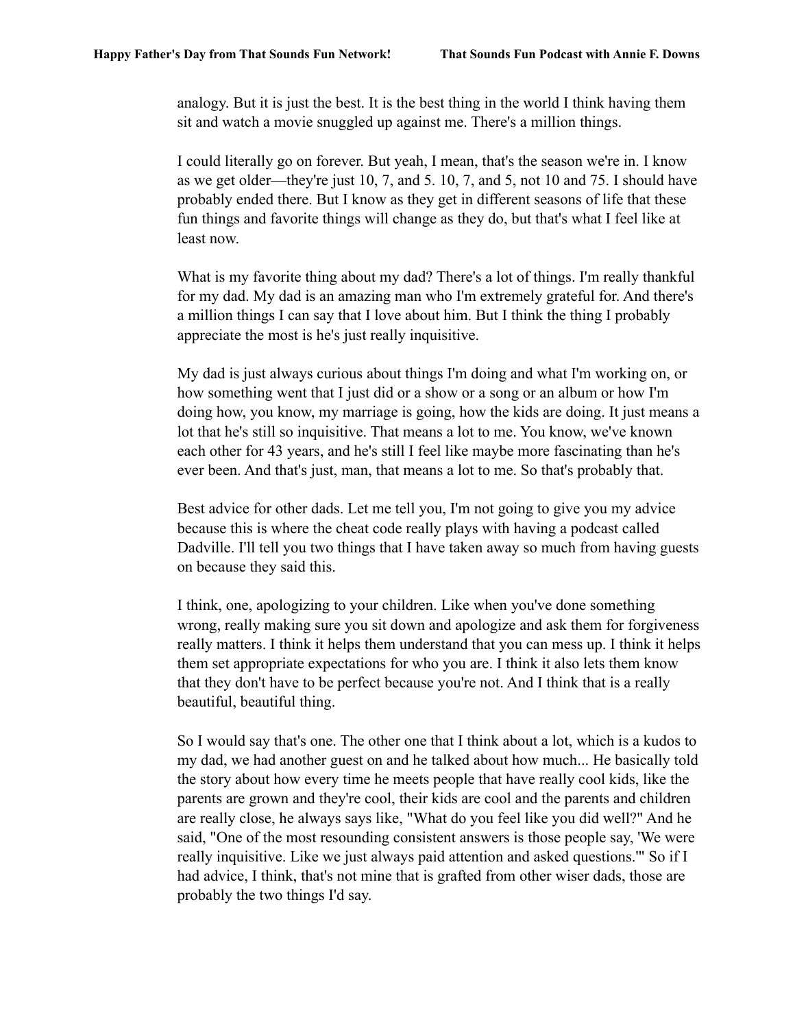analogy. But it is just the best. It is the best thing in the world I think having them sit and watch a movie snuggled up against me. There's a million things.

I could literally go on forever. But yeah, I mean, that's the season we're in. I know as we get older—they're just 10, 7, and 5. 10, 7, and 5, not 10 and 75. I should have probably ended there. But I know as they get in different seasons of life that these fun things and favorite things will change as they do, but that's what I feel like at least now.

What is my favorite thing about my dad? There's a lot of things. I'm really thankful for my dad. My dad is an amazing man who I'm extremely grateful for. And there's a million things I can say that I love about him. But I think the thing I probably appreciate the most is he's just really inquisitive.

My dad is just always curious about things I'm doing and what I'm working on, or how something went that I just did or a show or a song or an album or how I'm doing how, you know, my marriage is going, how the kids are doing. It just means a lot that he's still so inquisitive. That means a lot to me. You know, we've known each other for 43 years, and he's still I feel like maybe more fascinating than he's ever been. And that's just, man, that means a lot to me. So that's probably that.

Best advice for other dads. Let me tell you, I'm not going to give you my advice because this is where the cheat code really plays with having a podcast called Dadville. I'll tell you two things that I have taken away so much from having guests on because they said this.

I think, one, apologizing to your children. Like when you've done something wrong, really making sure you sit down and apologize and ask them for forgiveness really matters. I think it helps them understand that you can mess up. I think it helps them set appropriate expectations for who you are. I think it also lets them know that they don't have to be perfect because you're not. And I think that is a really beautiful, beautiful thing.

So I would say that's one. The other one that I think about a lot, which is a kudos to my dad, we had another guest on and he talked about how much... He basically told the story about how every time he meets people that have really cool kids, like the parents are grown and they're cool, their kids are cool and the parents and children are really close, he always says like, "What do you feel like you did well?" And he said, "One of the most resounding consistent answers is those people say, 'We were really inquisitive. Like we just always paid attention and asked questions.'" So if I had advice, I think, that's not mine that is grafted from other wiser dads, those are probably the two things I'd say.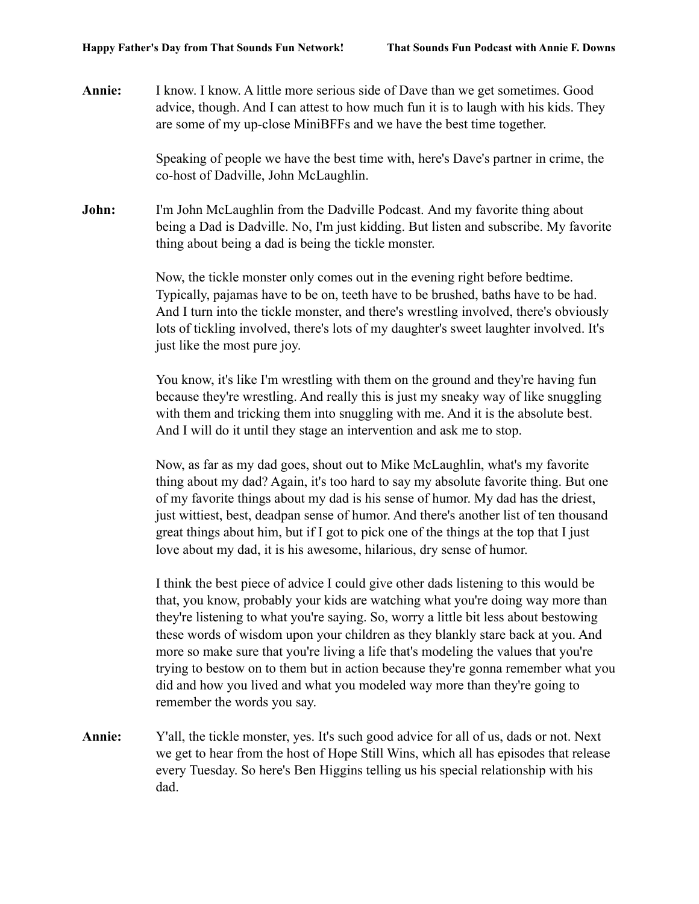**Annie:** I know. I know. A little more serious side of Dave than we get sometimes. Good advice, though. And I can attest to how much fun it is to laugh with his kids. They are some of my up-close MiniBFFs and we have the best time together.

Speaking of people we have the best time with, here's Dave's partner in crime, the co-host of Dadville, John McLaughlin.

**John:** I'm John McLaughlin from the Dadville Podcast. And my favorite thing about being a Dad is Dadville. No, I'm just kidding. But listen and subscribe. My favorite thing about being a dad is being the tickle monster.

Now, the tickle monster only comes out in the evening right before bedtime. Typically, pajamas have to be on, teeth have to be brushed, baths have to be had. And I turn into the tickle monster, and there's wrestling involved, there's obviously lots of tickling involved, there's lots of my daughter's sweet laughter involved. It's just like the most pure joy.

You know, it's like I'm wrestling with them on the ground and they're having fun because they're wrestling. And really this is just my sneaky way of like snuggling with them and tricking them into snuggling with me. And it is the absolute best. And I will do it until they stage an intervention and ask me to stop.

Now, as far as my dad goes, shout out to Mike McLaughlin, what's my favorite thing about my dad? Again, it's too hard to say my absolute favorite thing. But one of my favorite things about my dad is his sense of humor. My dad has the driest, just wittiest, best, deadpan sense of humor. And there's another list of ten thousand great things about him, but if I got to pick one of the things at the top that I just love about my dad, it is his awesome, hilarious, dry sense of humor.

I think the best piece of advice I could give other dads listening to this would be that, you know, probably your kids are watching what you're doing way more than they're listening to what you're saying. So, worry a little bit less about bestowing these words of wisdom upon your children as they blankly stare back at you. And more so make sure that you're living a life that's modeling the values that you're trying to bestow on to them but in action because they're gonna remember what you did and how you lived and what you modeled way more than they're going to remember the words you say.

**Annie:** Y'all, the tickle monster, yes. It's such good advice for all of us, dads or not. Next we get to hear from the host of Hope Still Wins, which all has episodes that release every Tuesday. So here's Ben Higgins telling us his special relationship with his dad.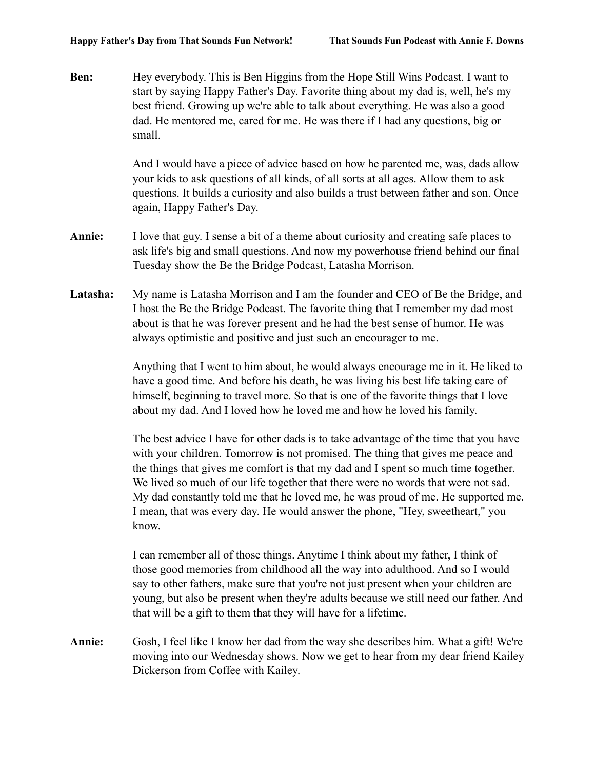**Ben:** Hey everybody. This is Ben Higgins from the Hope Still Wins Podcast. I want to start by saying Happy Father's Day. Favorite thing about my dad is, well, he's my best friend. Growing up we're able to talk about everything. He was also a good dad. He mentored me, cared for me. He was there if I had any questions, big or small.

And I would have a piece of advice based on how he parented me, was, dads allow your kids to ask questions of all kinds, of all sorts at all ages. Allow them to ask questions. It builds a curiosity and also builds a trust between father and son. Once again, Happy Father's Day.

**Annie:** I love that guy. I sense a bit of a theme about curiosity and creating safe places to ask life's big and small questions. And now my powerhouse friend behind our final Tuesday show the Be the Bridge Podcast, Latasha Morrison.

**Latasha:** My name is Latasha Morrison and I am the founder and CEO of Be the Bridge, and I host the Be the Bridge Podcast. The favorite thing that I remember my dad most about is that he was forever present and he had the best sense of humor. He was always optimistic and positive and just such an encourager to me.

Anything that I went to him about, he would always encourage me in it. He liked to have a good time. And before his death, he was living his best life taking care of himself, beginning to travel more. So that is one of the favorite things that I love about my dad. And I loved how he loved me and how he loved his family.

The best advice I have for other dads is to take advantage of the time that you have with your children. Tomorrow is not promised. The thing that gives me peace and the things that gives me comfort is that my dad and I spent so much time together. We lived so much of our life together that there were no words that were not sad. My dad constantly told me that he loved me, he was proud of me. He supported me. I mean, that was every day. He would answer the phone, "Hey, sweetheart," you know.

I can remember all of those things. Anytime I think about my father, I think of those good memories from childhood all the way into adulthood. And so I would say to other fathers, make sure that you're not just present when your children are young, but also be present when they're adults because we still need our father. And that will be a gift to them that they will have for a lifetime.

**Annie:** Gosh, I feel like I know her dad from the way she describes him. What a gift! We're moving into our Wednesday shows. Now we get to hear from my dear friend Kailey Dickerson from Coffee with Kailey.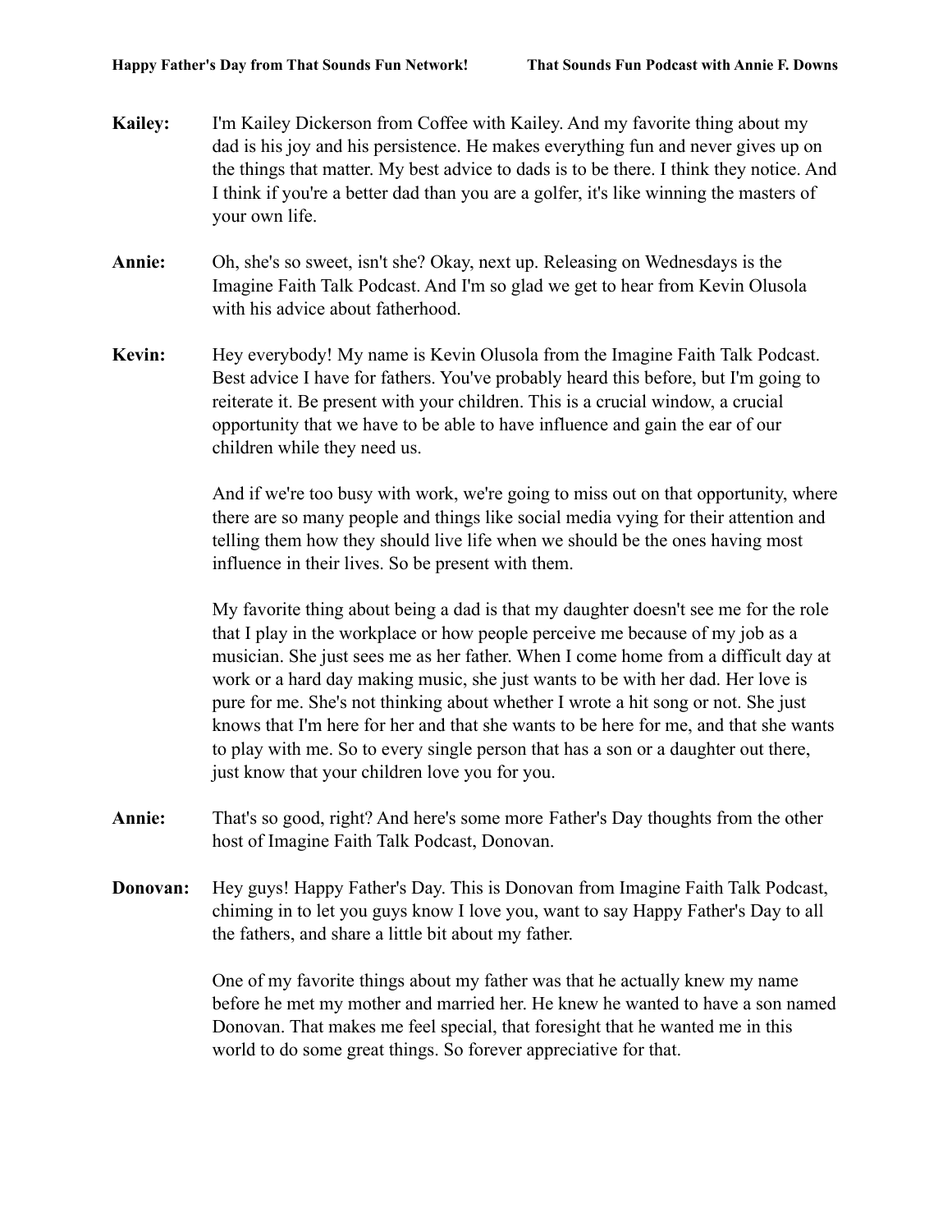**Kailey:** I'm Kailey Dickerson from Coffee with Kailey. And my favorite thing about my dad is his joy and his persistence. He makes everything fun and never gives up on the things that matter. My best advice to dads is to be there. I think they notice. And I think if you're a better dad than you are a golfer, it's like winning the masters of your own life.

**Annie:** Oh, she's so sweet, isn't she? Okay, next up. Releasing on Wednesdays is the Imagine Faith Talk Podcast. And I'm so glad we get to hear from Kevin Olusola with his advice about fatherhood.

**Kevin:** Hey everybody! My name is Kevin Olusola from the Imagine Faith Talk Podcast. Best advice I have for fathers. You've probably heard this before, but I'm going to reiterate it. Be present with your children. This is a crucial window, a crucial opportunity that we have to be able to have influence and gain the ear of our children while they need us.

And if we're too busy with work, we're going to miss out on that opportunity, where there are so many people and things like social media vying for their attention and telling them how they should live life when we should be the ones having most influence in their lives. So be present with them.

My favorite thing about being a dad is that my daughter doesn't see me for the role that I play in the workplace or how people perceive me because of my job as a musician. She just sees me as her father. When I come home from a difficult day at work or a hard day making music, she just wants to be with her dad. Her love is pure for me. She's not thinking about whether I wrote a hit song or not. She just knows that I'm here for her and that she wants to be here for me, and that she wants to play with me. So to every single person that has a son or a daughter out there, just know that your children love you for you.

**Annie:** That's so good, right? And here's some more Father's Day thoughts from the other host of Imagine Faith Talk Podcast, Donovan.

**Donovan:** Hey guys! Happy Father's Day. This is Donovan from Imagine Faith Talk Podcast, chiming in to let you guys know I love you, want to say Happy Father's Day to all the fathers, and share a little bit about my father.

One of my favorite things about my father was that he actually knew my name before he met my mother and married her. He knew he wanted to have a son named Donovan. That makes me feel special, that foresight that he wanted me in this world to do some great things. So forever appreciative for that.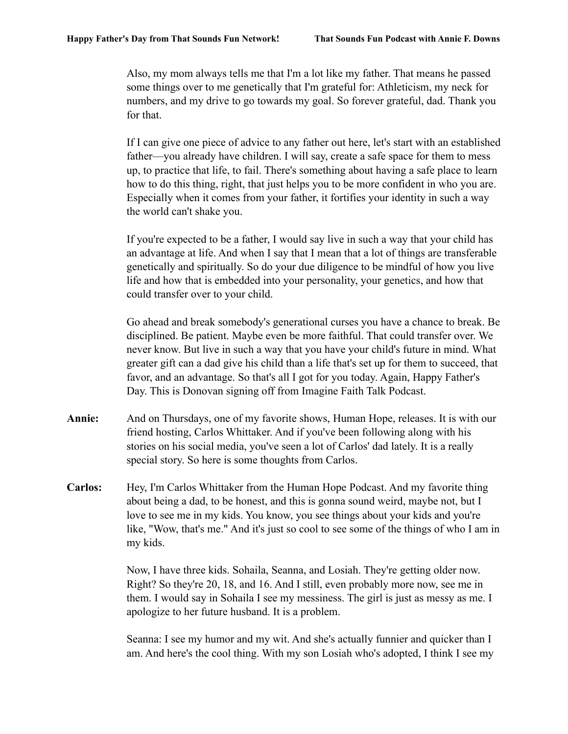Also, my mom always tells me that I'm a lot like my father. That means he passed some things over to me genetically that I'm grateful for: Athleticism, my neck for numbers, and my drive to go towards my goal. So forever grateful, dad. Thank you for that.

If I can give one piece of advice to any father out here, let's start with an established father—you already have children. I will say, create a safe space for them to mess up, to practice that life, to fail. There's something about having a safe place to learn how to do this thing, right, that just helps you to be more confident in who you are. Especially when it comes from your father, it fortifies your identity in such a way the world can't shake you.

If you're expected to be a father, I would say live in such a way that your child has an advantage at life. And when I say that I mean that a lot of things are transferable genetically and spiritually. So do your due diligence to be mindful of how you live life and how that is embedded into your personality, your genetics, and how that could transfer over to your child.

Go ahead and break somebody's generational curses you have a chance to break. Be disciplined. Be patient. Maybe even be more faithful. That could transfer over. We never know. But live in such a way that you have your child's future in mind. What greater gift can a dad give his child than a life that's set up for them to succeed, that favor, and an advantage. So that's all I got for you today. Again, Happy Father's Day. This is Donovan signing off from Imagine Faith Talk Podcast.

**Annie:** And on Thursdays, one of my favorite shows, Human Hope, releases. It is with our friend hosting, Carlos Whittaker. And if you've been following along with his stories on his social media, you've seen a lot of Carlos' dad lately. It is a really special story. So here is some thoughts from Carlos.

**Carlos:** Hey, I'm Carlos Whittaker from the Human Hope Podcast. And my favorite thing about being a dad, to be honest, and this is gonna sound weird, maybe not, but I love to see me in my kids. You know, you see things about your kids and you're like, "Wow, that's me." And it's just so cool to see some of the things of who I am in my kids.

Now, I have three kids. Sohaila, Seanna, and Losiah. They're getting older now. Right? So they're 20, 18, and 16. And I still, even probably more now, see me in them. I would say in Sohaila I see my messiness. The girl is just as messy as me. I apologize to her future husband. It is a problem.

Seanna: I see my humor and my wit. And she's actually funnier and quicker than I am. And here's the cool thing. With my son Losiah who's adopted, I think I see my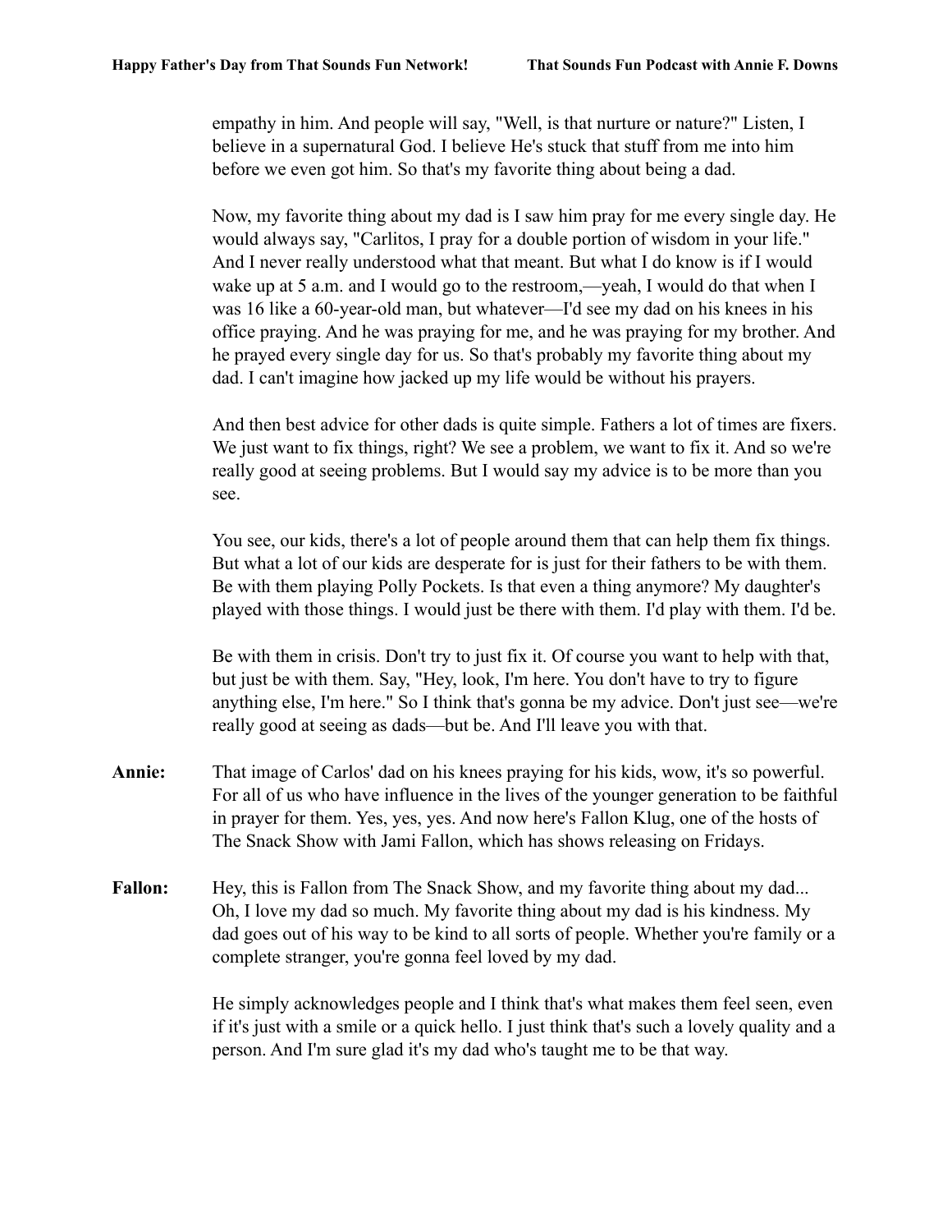empathy in him. And people will say, "Well, is that nurture or nature?" Listen, I believe in a supernatural God. I believe He's stuck that stuff from me into him before we even got him. So that's my favorite thing about being a dad.

Now, my favorite thing about my dad is I saw him pray for me every single day. He would always say, "Carlitos, I pray for a double portion of wisdom in your life." And I never really understood what that meant. But what I do know is if I would wake up at 5 a.m. and I would go to the restroom,—yeah, I would do that when I was 16 like a 60-year-old man, but whatever—I'd see my dad on his knees in his office praying. And he was praying for me, and he was praying for my brother. And he prayed every single day for us. So that's probably my favorite thing about my dad. I can't imagine how jacked up my life would be without his prayers.

And then best advice for other dads is quite simple. Fathers a lot of times are fixers. We just want to fix things, right? We see a problem, we want to fix it. And so we're really good at seeing problems. But I would say my advice is to be more than you see.

You see, our kids, there's a lot of people around them that can help them fix things. But what a lot of our kids are desperate for is just for their fathers to be with them. Be with them playing Polly Pockets. Is that even a thing anymore? My daughter's played with those things. I would just be there with them. I'd play with them. I'd be.

Be with them in crisis. Don't try to just fix it. Of course you want to help with that, but just be with them. Say, "Hey, look, I'm here. You don't have to try to figure anything else, I'm here." So I think that's gonna be my advice. Don't just see—we're really good at seeing as dads—but be. And I'll leave you with that.

**Annie:** That image of Carlos' dad on his knees praying for his kids, wow, it's so powerful. For all of us who have influence in the lives of the younger generation to be faithful in prayer for them. Yes, yes, yes. And now here's Fallon Klug, one of the hosts of The Snack Show with Jami Fallon, which has shows releasing on Fridays.

**Fallon:** Hey, this is Fallon from The Snack Show, and my favorite thing about my dad... Oh, I love my dad so much. My favorite thing about my dad is his kindness. My dad goes out of his way to be kind to all sorts of people. Whether you're family or a complete stranger, you're gonna feel loved by my dad.

He simply acknowledges people and I think that's what makes them feel seen, even if it's just with a smile or a quick hello. I just think that's such a lovely quality and a person. And I'm sure glad it's my dad who's taught me to be that way.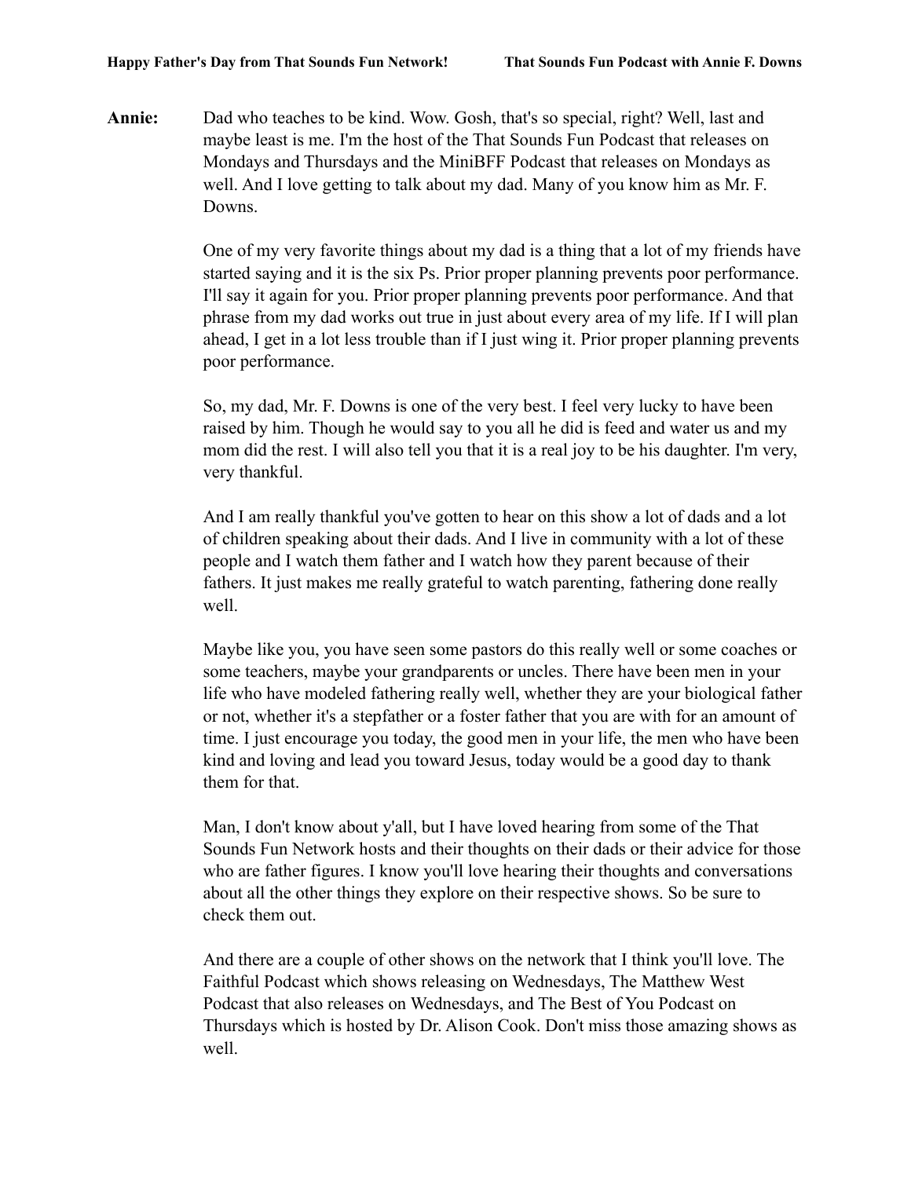**Annie:** Dad who teaches to be kind. Wow. Gosh, that's so special, right? Well, last and maybe least is me. I'm the host of the That Sounds Fun Podcast that releases on Mondays and Thursdays and the MiniBFF Podcast that releases on Mondays as well. And I love getting to talk about my dad. Many of you know him as Mr. F. Downs.

One of my very favorite things about my dad is a thing that a lot of my friends have started saying and it is the six Ps. Prior proper planning prevents poor performance. I'll say it again for you. Prior proper planning prevents poor performance. And that phrase from my dad works out true in just about every area of my life. If I will plan ahead, I get in a lot less trouble than if I just wing it. Prior proper planning prevents poor performance.

So, my dad, Mr. F. Downs is one of the very best. I feel very lucky to have been raised by him. Though he would say to you all he did is feed and water us and my mom did the rest. I will also tell you that it is a real joy to be his daughter. I'm very, very thankful.

And I am really thankful you've gotten to hear on this show a lot of dads and a lot of children speaking about their dads. And I live in community with a lot of these people and I watch them father and I watch how they parent because of their fathers. It just makes me really grateful to watch parenting, fathering done really well.

Maybe like you, you have seen some pastors do this really well or some coaches or some teachers, maybe your grandparents or uncles. There have been men in your life who have modeled fathering really well, whether they are your biological father or not, whether it's a stepfather or a foster father that you are with for an amount of time. I just encourage you today, the good men in your life, the men who have been kind and loving and lead you toward Jesus, today would be a good day to thank them for that.

Man, I don't know about y'all, but I have loved hearing from some of the That Sounds Fun Network hosts and their thoughts on their dads or their advice for those who are father figures. I know you'll love hearing their thoughts and conversations about all the other things they explore on their respective shows. So be sure to check them out.

And there are a couple of other shows on the network that I think you'll love. The Faithful Podcast which shows releasing on Wednesdays, The Matthew West Podcast that also releases on Wednesdays, and The Best of You Podcast on Thursdays which is hosted by Dr. Alison Cook. Don't miss those amazing shows as well.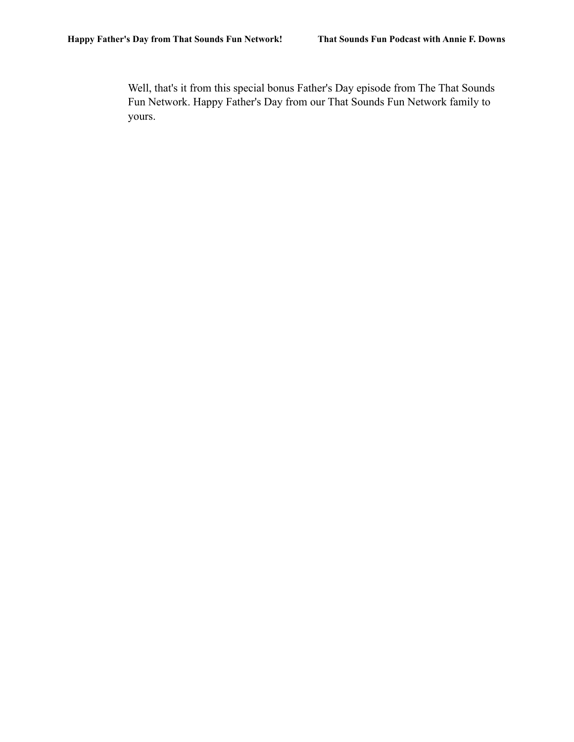Well, that's it from this special bonus Father's Day episode from The That Sounds Fun Network. Happy Father's Day from our That Sounds Fun Network family to yours.